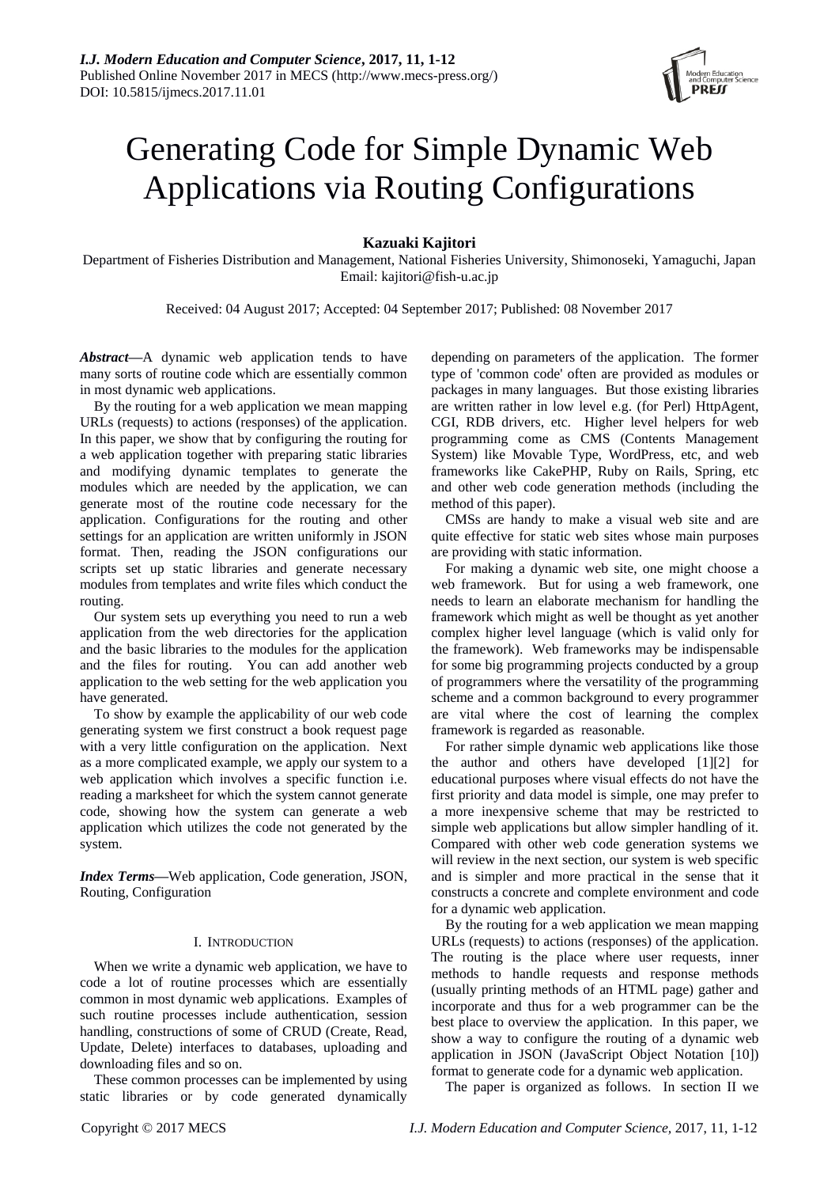# Generating Code for Simple Dynamic Web Applications via Routing Configurations

**Kazuaki Kajitori**

Department of Fisheries Distribution and Management, National Fisheries University, Shimonoseki, Yamaguchi, Japan
Email: kajitori@fish-u.ac.jp

Received: 04 August 2017; Accepted: 04 September 2017; Published: 08 November 2017

***Abstract*****—**A dynamic web application tends to have many sorts of routine code which are essentially common in most dynamic web applications.

By the routing for a web application we mean mapping URLs (requests) to actions (responses) of the application. In this paper, we show that by configuring the routing for a web application together with preparing static libraries and modifying dynamic templates to generate the modules which are needed by the application, we can generate most of the routine code necessary for the application. Configurations for the routing and other settings for an application are written uniformly in JSON format. Then, reading the JSON configurations our scripts set up static libraries and generate necessary modules from templates and write files which conduct the routing.

Our system sets up everything you need to run a web application from the web directories for the application and the basic libraries to the modules for the application and the files for routing. You can add another web application to the web setting for the web application you have generated.

To show by example the applicability of our web code generating system we first construct a book request page with a very little configuration on the application. Next as a more complicated example, we apply our system to a web application which involves a specific function i.e. reading a marksheet for which the system cannot generate code, showing how the system can generate a web application which utilizes the code not generated by the system.

***Index Terms*****—**Web application, Code generation, JSON, Routing, Configuration

## I. Introduction

When we write a dynamic web application, we have to code a lot of routine processes which are essentially common in most dynamic web applications. Examples of such routine processes include authentication, session handling, constructions of some of CRUD (Create, Read, Update, Delete) interfaces to databases, uploading and downloading files and so on.

These common processes can be implemented by using static libraries or by code generated dynamically depending on parameters of the application. The former type of 'common code' often are provided as modules or packages in many languages. But those existing libraries are written rather in low level e.g. (for Perl) HttpAgent, CGI, RDB drivers, etc. Higher level helpers for web programming come as CMS (Contents Management System) like Movable Type, WordPress, etc, and web frameworks like CakePHP, Ruby on Rails, Spring, etc and other web code generation methods (including the method of this paper).

CMSs are handy to make a visual web site and are quite effective for static web sites whose main purposes are providing with static information.

For making a dynamic web site, one might choose a web framework. But for using a web framework, one needs to learn an elaborate mechanism for handling the framework which might as well be thought as yet another complex higher level language (which is valid only for the framework). Web frameworks may be indispensable for some big programming projects conducted by a group of programmers where the versatility of the programming scheme and a common background to every programmer are vital where the cost of learning the complex framework is regarded as reasonable.

For rather simple dynamic web applications like those the author and others have developed [1][2] for educational purposes where visual effects do not have the first priority and data model is simple, one may prefer to a more inexpensive scheme that may be restricted to simple web applications but allow simpler handling of it. Compared with other web code generation systems we will review in the next section, our system is web specific and is simpler and more practical in the sense that it constructs a concrete and complete environment and code for a dynamic web application.

By the routing for a web application we mean mapping URLs (requests) to actions (responses) of the application. The routing is the place where user requests, inner methods to handle requests and response methods (usually printing methods of an HTML page) gather and incorporate and thus for a web programmer can be the best place to overview the application. In this paper, we show a way to configure the routing of a dynamic web application in JSON (JavaScript Object Notation [10]) format to generate code for a dynamic web application.

The paper is organized as follows. In section II we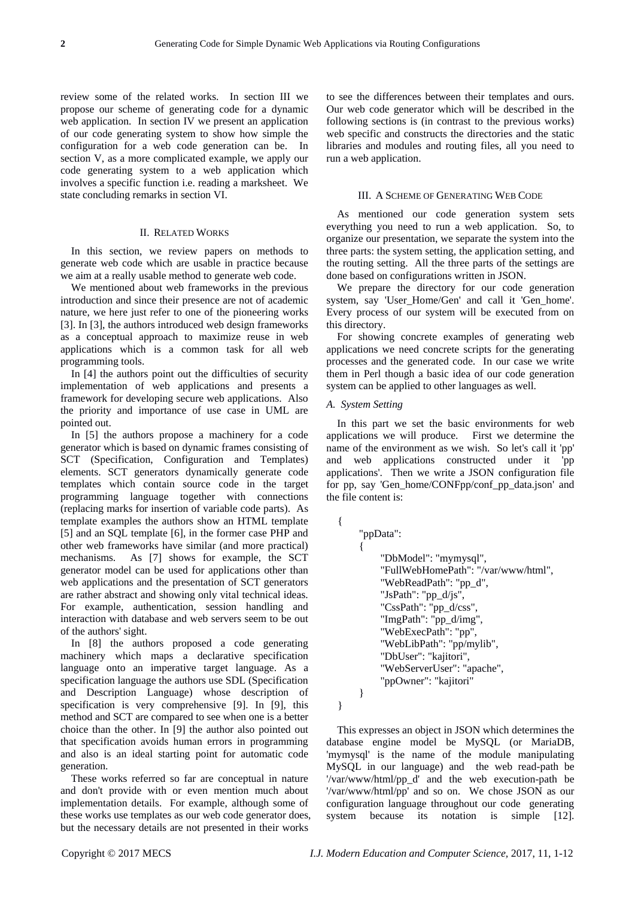review some of the related works. In section III we propose our scheme of generating code for a dynamic web application. In section IV we present an application of our code generating system to show how simple the configuration for a web code generation can be. In section V, as a more complicated example, we apply our code generating system to a web application which involves a specific function i.e. reading a marksheet. We state concluding remarks in section VI.

## II. Related Works

In this section, we review papers on methods to generate web code which are usable in practice because we aim at a really usable method to generate web code.

We mentioned about web frameworks in the previous introduction and since their presence are not of academic nature, we here just refer to one of the pioneering works [3]. In [3], the authors introduced web design frameworks as a conceptual approach to maximize reuse in web applications which is a common task for all web programming tools.

In [4] the authors point out the difficulties of security implementation of web applications and presents a framework for developing secure web applications. Also the priority and importance of use case in UML are pointed out.

In [5] the authors propose a machinery for a code generator which is based on dynamic frames consisting of SCT (Specification, Configuration and Templates) elements. SCT generators dynamically generate code templates which contain source code in the target programming language together with connections (replacing marks for insertion of variable code parts). As template examples the authors show an HTML template [5] and an SQL template [6], in the former case PHP and other web frameworks have similar (and more practical) mechanisms. As [7] shows for example, the SCT generator model can be used for applications other than web applications and the presentation of SCT generators are rather abstract and showing only vital technical ideas. For example, authentication, session handling and interaction with database and web servers seem to be out of the authors' sight.

In [8] the authors proposed a code generating machinery which maps a declarative specification language onto an imperative target language. As a specification language the authors use SDL (Specification and Description Language) whose description of specification is very comprehensive [9]. In [9], this method and SCT are compared to see when one is a better choice than the other. In [9] the author also pointed out that specification avoids human errors in programming and also is an ideal starting point for automatic code generation.

These works referred so far are conceptual in nature and don't provide with or even mention much about implementation details. For example, although some of these works use templates as our web code generator does, but the necessary details are not presented in their works to see the differences between their templates and ours. Our web code generator which will be described in the following sections is (in contrast to the previous works) web specific and constructs the directories and the static libraries and modules and routing files, all you need to run a web application.

## III. A Scheme of Generating Web Code

As mentioned our code generation system sets everything you need to run a web application. So, to organize our presentation, we separate the system into the three parts: the system setting, the application setting, and the routing setting. All the three parts of the settings are done based on configurations written in JSON.

We prepare the directory for our code generation system, say 'User_Home/Gen' and call it 'Gen_home'. Every process of our system will be executed from on this directory.

For showing concrete examples of generating web applications we need concrete scripts for the generating processes and the generated code. In our case we write them in Perl though a basic idea of our code generation system can be applied to other languages as well.

### *A. System Setting*

In this part we set the basic environments for web applications we will produce. First we determine the name of the environment as we wish. So let's call it 'pp' and web applications constructed under it 'pp applications'. Then we write a JSON configuration file for pp, say 'Gen_home/CONFpp/conf_pp_data.json' and the file content is:

```
{
    "ppData":
    {
        "DbModel": "mymysql",
        "FullWebHomePath": "/var/www/html",
        "WebReadPath": "pp_d",
        "JsPath": "pp_d/js",
        "CssPath": "pp_d/css",
        "ImgPath": "pp_d/img",
        "WebExecPath": "pp",
        "WebLibPath": "pp/mylib",
        "DbUser": "kajitori",
        "WebServerUser": "apache",
        "ppOwner": "kajitori"
    }
}
```

This expresses an object in JSON which determines the database engine model be MySQL (or MariaDB, 'mymysql' is the name of the module manipulating MySQL in our language) and the web read-path be '/var/www/html/pp_d' and the web execution-path be '/var/www/html/pp' and so on. We chose JSON as our configuration language throughout our code generating system because its notation is simple [12].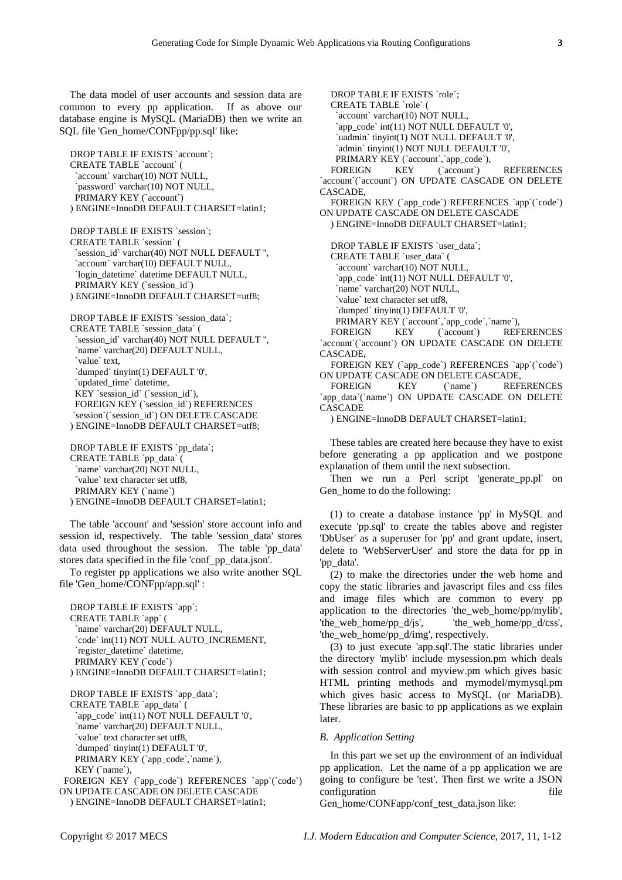The data model of user accounts and session data are common to every pp application. If as above our database engine is MySQL (MariaDB) then we write an SQL file 'Gen_home/CONFpp/pp.sql' like:

```
DROP TABLE IF EXISTS `account`;
CREATE TABLE `account` (
  `account` varchar(10) NOT NULL,
  `password` varchar(10) NOT NULL,
  PRIMARY KEY (`account`)
) ENGINE=InnoDB DEFAULT CHARSET=latin1;

DROP TABLE IF EXISTS `session`;
CREATE TABLE `session` (
  `session_id` varchar(40) NOT NULL DEFAULT '',
  `account` varchar(10) DEFAULT NULL,
  `login_datetime` datetime DEFAULT NULL,
  PRIMARY KEY (`session_id`)
) ENGINE=InnoDB DEFAULT CHARSET=utf8;

DROP TABLE IF EXISTS `session_data`;
CREATE TABLE `session_data` (
  `session_id` varchar(40) NOT NULL DEFAULT '',
  `name` varchar(20) DEFAULT NULL,
  `value` text,
  `dumped` tinyint(1) DEFAULT '0',
  `updated_time` datetime,
  KEY `session_id` (`session_id`),
  FOREIGN KEY (`session_id`) REFERENCES
 `session`(`session_id`) ON DELETE CASCADE
) ENGINE=InnoDB DEFAULT CHARSET=utf8;

DROP TABLE IF EXISTS `pp_data`;
CREATE TABLE `pp_data` (
  `name` varchar(20) NOT NULL,
  `value` text character set utf8,
  PRIMARY KEY (`name`)
) ENGINE=InnoDB DEFAULT CHARSET=latin1;
```

The table 'account' and 'session' store account info and session id, respectively. The table 'session_data' stores data used throughout the session. The table 'pp_data' stores data specified in the file 'conf_pp_data.json'.

To register pp applications we also write another SQL file 'Gen_home/CONFpp/app.sql' :

```
DROP TABLE IF EXISTS `app`;
CREATE TABLE `app` (
  `name` varchar(20) DEFAULT NULL,
  `code` int(11) NOT NULL AUTO_INCREMENT,
  `register_datetime` datetime,
  PRIMARY KEY (`code`)
) ENGINE=InnoDB DEFAULT CHARSET=latin1;

DROP TABLE IF EXISTS `app_data`;
CREATE TABLE `app_data` (
  `app_code` int(11) NOT NULL DEFAULT '0',
  `name` varchar(20) DEFAULT NULL,
  `value` text character set utf8,
  `dumped` tinyint(1) DEFAULT '0',
  PRIMARY KEY (`app_code`,`name`),
  KEY (`name`),
 FOREIGN KEY (`app_code`) REFERENCES `app`(`code`)
ON UPDATE CASCADE ON DELETE CASCADE
) ENGINE=InnoDB DEFAULT CHARSET=latin1;

DROP TABLE IF EXISTS `role`;
CREATE TABLE `role` (
  `account` varchar(10) NOT NULL,
  `app_code` int(11) NOT NULL DEFAULT '0',
  `uadmin` tinyint(1) NOT NULL DEFAULT '0',
  `admin` tinyint(1) NOT NULL DEFAULT '0',
  PRIMARY KEY (`account`,`app_code`),
  FOREIGN KEY (`account`) REFERENCES
`account`(`account`) ON UPDATE CASCADE ON DELETE
CASCADE,
  FOREIGN KEY (`app_code`) REFERENCES `app`(`code`)
ON UPDATE CASCADE ON DELETE CASCADE
) ENGINE=InnoDB DEFAULT CHARSET=latin1;

DROP TABLE IF EXISTS `user_data`;
CREATE TABLE `user_data` (
  `account` varchar(10) NOT NULL,
  `app_code` int(11) NOT NULL DEFAULT '0',
  `name` varchar(20) NOT NULL,
  `value` text character set utf8,
  `dumped` tinyint(1) DEFAULT '0',
  PRIMARY KEY (`account`,`app_code`,`name`),
  FOREIGN KEY (`account`) REFERENCES
`account`(`account`) ON UPDATE CASCADE ON DELETE
CASCADE,
  FOREIGN KEY (`app_code`) REFERENCES `app`(`code`)
ON UPDATE CASCADE ON DELETE CASCADE,
  FOREIGN KEY (`name`) REFERENCES
`app_data`(`name`) ON UPDATE CASCADE ON DELETE
CASCADE
) ENGINE=InnoDB DEFAULT CHARSET=latin1;
```

These tables are created here because they have to exist before generating a pp application and we postpone explanation of them until the next subsection.

Then we run a Perl script 'generate_pp.pl' on Gen_home to do the following:

(1) to create a database instance 'pp' in MySQL and execute 'pp.sql' to create the tables above and register 'DbUser' as a superuser for 'pp' and grant update, insert, delete to 'WebServerUser' and store the data for pp in 'pp_data'.

(2) to make the directories under the web home and copy the static libraries and javascript files and css files and image files which are common to every pp application to the directories 'the_web_home/pp/mylib', 'the_web_home/pp_d/js', 'the_web_home/pp_d/css', 'the_web_home/pp_d/img', respectively.

(3) to just execute 'app.sql'.The static libraries under the directory 'mylib' include mysession.pm which deals with session control and myview.pm which gives basic HTML printing methods and mymodel/mymysql.pm which gives basic access to MySQL (or MariaDB). These libraries are basic to pp applications as we explain later.

### *B. Application Setting*

In this part we set up the environment of an individual pp application. Let the name of a pp application we are going to configure be 'test'. Then first we write a JSON configuration file Gen_home/CONFapp/conf_test_data.json like: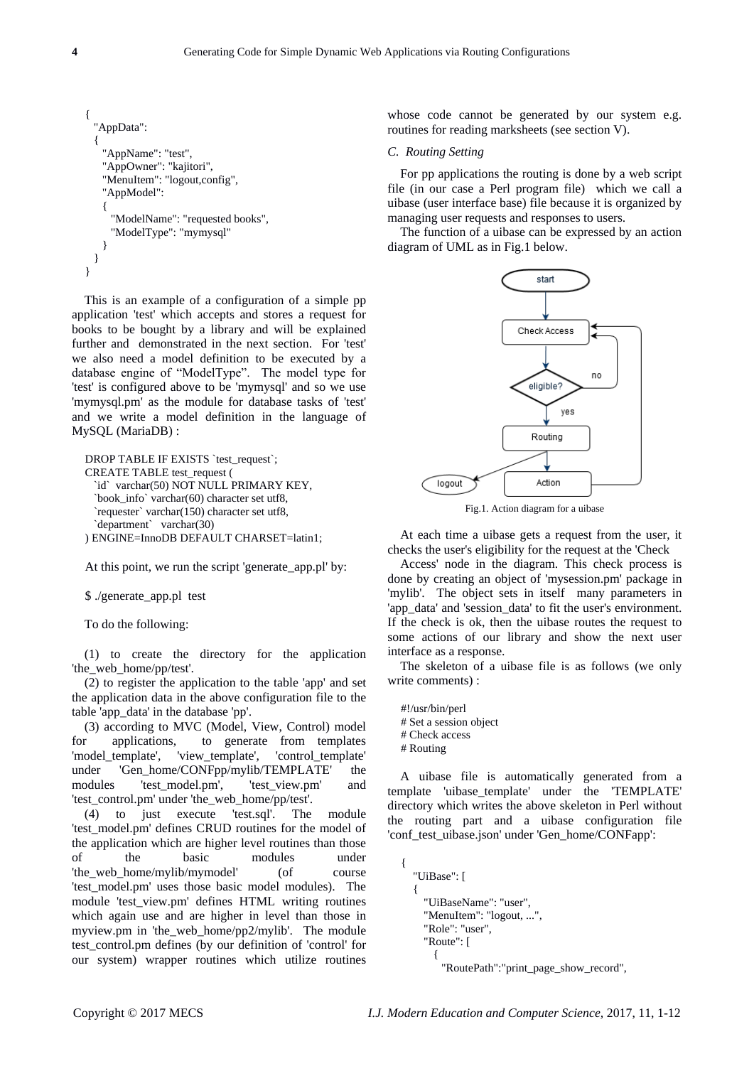```
{
  "AppData":
  {
    "AppName": "test",
    "AppOwner": "kajitori",
    "MenuItem": "logout,config",
    "AppModel":
    {
      "ModelName": "requested books",
      "ModelType": "mymysql"
    }
  }
}
```

This is an example of a configuration of a simple pp application 'test' which accepts and stores a request for books to be bought by a library and will be explained further and demonstrated in the next section. For 'test' we also need a model definition to be executed by a database engine of "ModelType". The model type for 'test' is configured above to be 'mymysql' and so we use 'mymysql.pm' as the module for database tasks of 'test' and we write a model definition in the language of MySQL (MariaDB) :

```
DROP TABLE IF EXISTS `test_request`;
CREATE TABLE test_request (
  `id` varchar(50) NOT NULL PRIMARY KEY,
  `book_info` varchar(60) character set utf8,
  `requester` varchar(150) character set utf8,
  `department`  varchar(30)
) ENGINE=InnoDB DEFAULT CHARSET=latin1;
```

At this point, we run the script 'generate_app.pl' by:

```
$ ./generate_app.pl  test
```

To do the following:

(1) to create the directory for the application 'the_web_home/pp/test'.

(2) to register the application to the table 'app' and set the application data in the above configuration file to the table 'app_data' in the database 'pp'.

(3) according to MVC (Model, View, Control) model for applications, to generate from templates 'model_template', 'view_template', 'control_template' under 'Gen_home/CONFpp/mylib/TEMPLATE' the modules 'test_model.pm', 'test_view.pm' and 'test_control.pm' under 'the_web_home/pp/test'.

(4) to just execute 'test.sql'. The module 'test_model.pm' defines CRUD routines for the model of the application which are higher level routines than those of the basic modules under 'the_web_home/mylib/mymodel' (of course 'test_model.pm' uses those basic model modules). The module 'test_view.pm' defines HTML writing routines which again use and are higher in level than those in myview.pm in 'the_web_home/pp2/mylib'. The module test_control.pm defines (by our definition of 'control' for our system) wrapper routines which utilize routines whose code cannot be generated by our system e.g. routines for reading marksheets (see section V).

### *C. Routing Setting*

For pp applications the routing is done by a web script file (in our case a Perl program file) which we call a uibase (user interface base) file because it is organized by managing user requests and responses to users.

The function of a uibase can be expressed by an action diagram of UML as in Fig.1 below.

Fig.1. Action diagram for a uibase

At each time a uibase gets a request from the user, it checks the user's eligibility for the request at the 'Check Access' node in the diagram. This check process is done by creating an object of 'mysession.pm' package in 'mylib'. The object sets in itself many parameters in 'app_data' and 'session_data' to fit the user's environment. If the check is ok, then the uibase routes the request to some actions of our library and show the next user interface as a response.

The skeleton of a uibase file is as follows (we only write comments) :

```
#!/usr/bin/perl
# Set a session object
# Check access
# Routing
```

A uibase file is automatically generated from a template 'uibase_template' under the 'TEMPLATE' directory which writes the above skeleton in Perl without the routing part and a uibase configuration file 'conf_test_uibase.json' under 'Gen_home/CONFapp':

```
{
  "UiBase": [
  {
    "UiBaseName": "user",
    "MenuItem": "logout, ...",
    "Role": "user",
    "Route": [
      {
        "RoutePath":"print_page_show_record",
```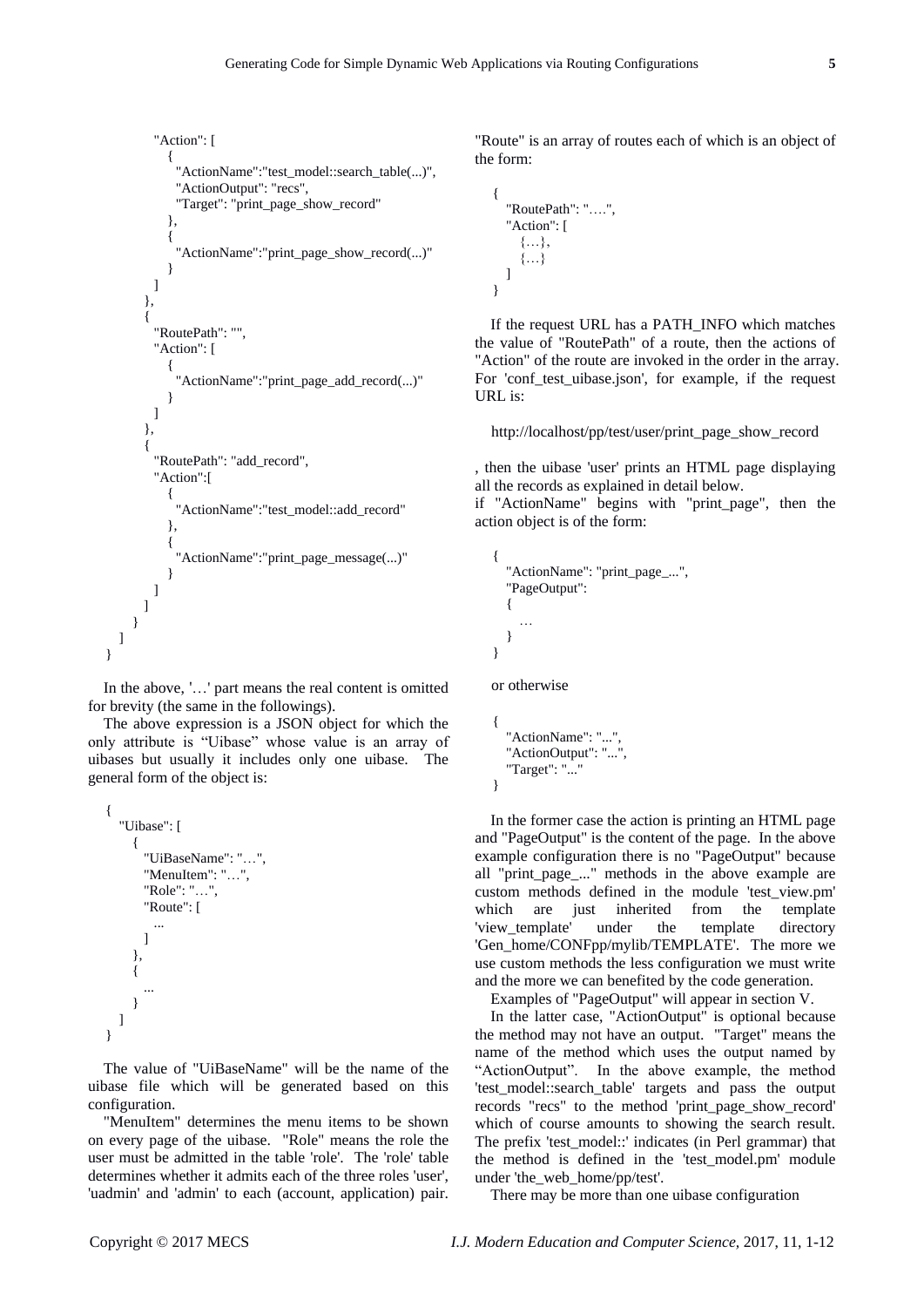```
          "Action": [
            {
              "ActionName":"test_model::search_table(...)",
              "ActionOutput": "recs",
              "Target": "print_page_show_record"
            },
            {
              "ActionName":"print_page_show_record(...)"
            }
          ]
        },
        {
          "RoutePath": "",
          "Action": [
            {
              "ActionName":"print_page_add_record(...)"
            }
          ]
        },
        {
          "RoutePath": "add_record",
          "Action":[
            {
              "ActionName":"test_model::add_record"
            },
            {
              "ActionName":"print_page_message(...)"
            }
          ]
        }
      ]
    }
  ]
}
```

In the above, '…' part means the real content is omitted for brevity (the same in the followings).

The above expression is a JSON object for which the only attribute is “Uibase” whose value is an array of uibases but usually it includes only one uibase. The general form of the object is:

```
{
  "Uibase": [
    {
      "UiBaseName": "…",
      "MenuItem": "…",
      "Role": "…",
      "Route": [
        ...
      ]
    },
    {
      ...
    }
  ]
}
```

The value of "UiBaseName" will be the name of the uibase file which will be generated based on this configuration.

"MenuItem" determines the menu items to be shown on every page of the uibase. "Role" means the role the user must be admitted in the table 'role'. The 'role' table determines whether it admits each of the three roles 'user', 'uadmin' and 'admin' to each (account, application) pair. "Route" is an array of routes each of which is an object of the form:

```
{
  "RoutePath": "….",
  "Action": [
    {…},
    {…}
  ]
}
```

If the request URL has a PATH_INFO which matches the value of "RoutePath" of a route, then the actions of "Action" of the route are invoked in the order in the array. For 'conf_test_uibase.json', for example, if the request URL is:

http://localhost/pp/test/user/print_page_show_record

, then the uibase 'user' prints an HTML page displaying all the records as explained in detail below.
if "ActionName" begins with "print_page", then the action object is of the form:

```
{
  "ActionName": "print_page_...",
  "PageOutput":
  {
    …
  }
}
```

or otherwise

```
{
  "ActionName": "...",
  "ActionOutput": "...",
  "Target": "..."
}
```

In the former case the action is printing an HTML page and "PageOutput" is the content of the page. In the above example configuration there is no "PageOutput" because all "print_page_..." methods in the above example are custom methods defined in the module 'test_view.pm' which are just inherited from the template 'view_template' under the template directory 'Gen_home/CONFpp/mylib/TEMPLATE'. The more we use custom methods the less configuration we must write and the more we can benefited by the code generation.

Examples of "PageOutput" will appear in section V.

In the latter case, "ActionOutput" is optional because the method may not have an output. "Target" means the name of the method which uses the output named by “ActionOutput”. In the above example, the method 'test_model::search_table' targets and pass the output records "recs" to the method 'print_page_show_record' which of course amounts to showing the search result. The prefix 'test_model::' indicates (in Perl grammar) that the method is defined in the 'test_model.pm' module under 'the_web_home/pp/test'.

There may be more than one uibase configuration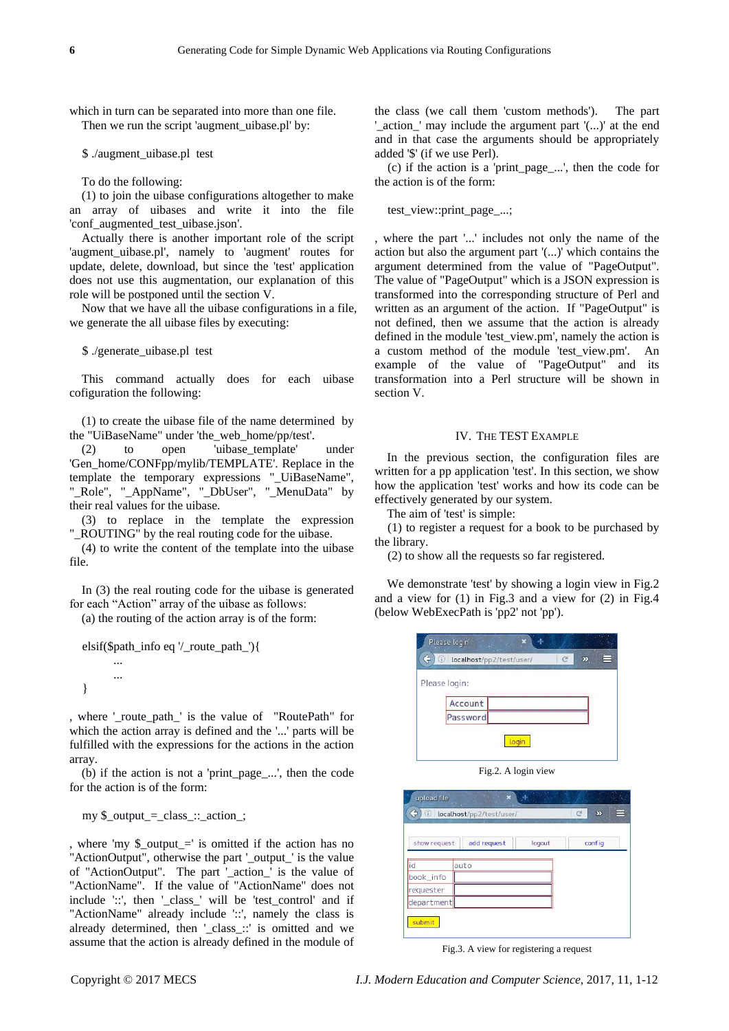which in turn can be separated into more than one file.

Then we run the script 'augment_uibase.pl' by:

```
$ ./augment_uibase.pl  test
```

To do the following:

(1) to join the uibase configurations altogether to make an array of uibases and write it into the file 'conf_augmented_test_uibase.json'.

Actually there is another important role of the script 'augment_uibase.pl', namely to 'augment' routes for update, delete, download, but since the 'test' application does not use this augmentation, our explanation of this role will be postponed until the section V.

Now that we have all the uibase configurations in a file, we generate the all uibase files by executing:

```
$ ./generate_uibase.pl  test
```

This command actually does for each uibase cofiguration the following:

(1) to create the uibase file of the name determined by the "UiBaseName" under 'the_web_home/pp/test'.

(2) to open 'uibase_template' under 'Gen_home/CONFpp/mylib/TEMPLATE'. Replace in the template the temporary expressions "_UiBaseName", "_Role", "_AppName", "_DbUser", "_MenuData" by their real values for the uibase.

(3) to replace in the template the expression "_ROUTING" by the real routing code for the uibase.

(4) to write the content of the template into the uibase file.

In (3) the real routing code for the uibase is generated for each "Action" array of the uibase as follows:

(a) the routing of the action array is of the form:

```
elsif($path_info eq '/_route_path_'){
        ...
        ...
}
```

, where '_route_path_' is the value of "RoutePath" for which the action array is defined and the '...' parts will be fulfilled with the expressions for the actions in the action array.

(b) if the action is not a 'print_page_...', then the code for the action is of the form:

```
my $_output_=_class_::_action_;
```

, where 'my $_output_=' is omitted if the action has no "ActionOutput", otherwise the part '_output_' is the value of "ActionOutput". The part '_action_' is the value of "ActionName". If the value of "ActionName" does not include '::', then '_class_' will be 'test_control' and if "ActionName" already include '::', namely the class is already determined, then '_class_::' is omitted and we assume that the action is already defined in the module of the class (we call them 'custom methods'). The part '_action_' may include the argument part '(...)' at the end and in that case the arguments should be appropriately added '$' (if we use Perl).

(c) if the action is a 'print_page_...', then the code for the action is of the form:

```
test_view::print_page_...;
```

, where the part '...' includes not only the name of the action but also the argument part '(...)' which contains the argument determined from the value of "PageOutput". The value of "PageOutput" which is a JSON expression is transformed into the corresponding structure of Perl and written as an argument of the action. If "PageOutput" is not defined, then we assume that the action is already defined in the module 'test_view.pm', namely the action is a custom method of the module 'test_view.pm'. An example of the value of "PageOutput" and its transformation into a Perl structure will be shown in section V.

## IV. The TEST Example

In the previous section, the configuration files are written for a pp application 'test'. In this section, we show how the application 'test' works and how its code can be effectively generated by our system.

The aim of 'test' is simple:

(1) to register a request for a book to be purchased by the library.

(2) to show all the requests so far registered.

We demonstrate 'test' by showing a login view in Fig.2 and a view for (1) in Fig.3 and a view for (2) in Fig.4 (below WebExecPath is 'pp2' not 'pp').

Fig.2. A login view

Fig.3. A view for registering a request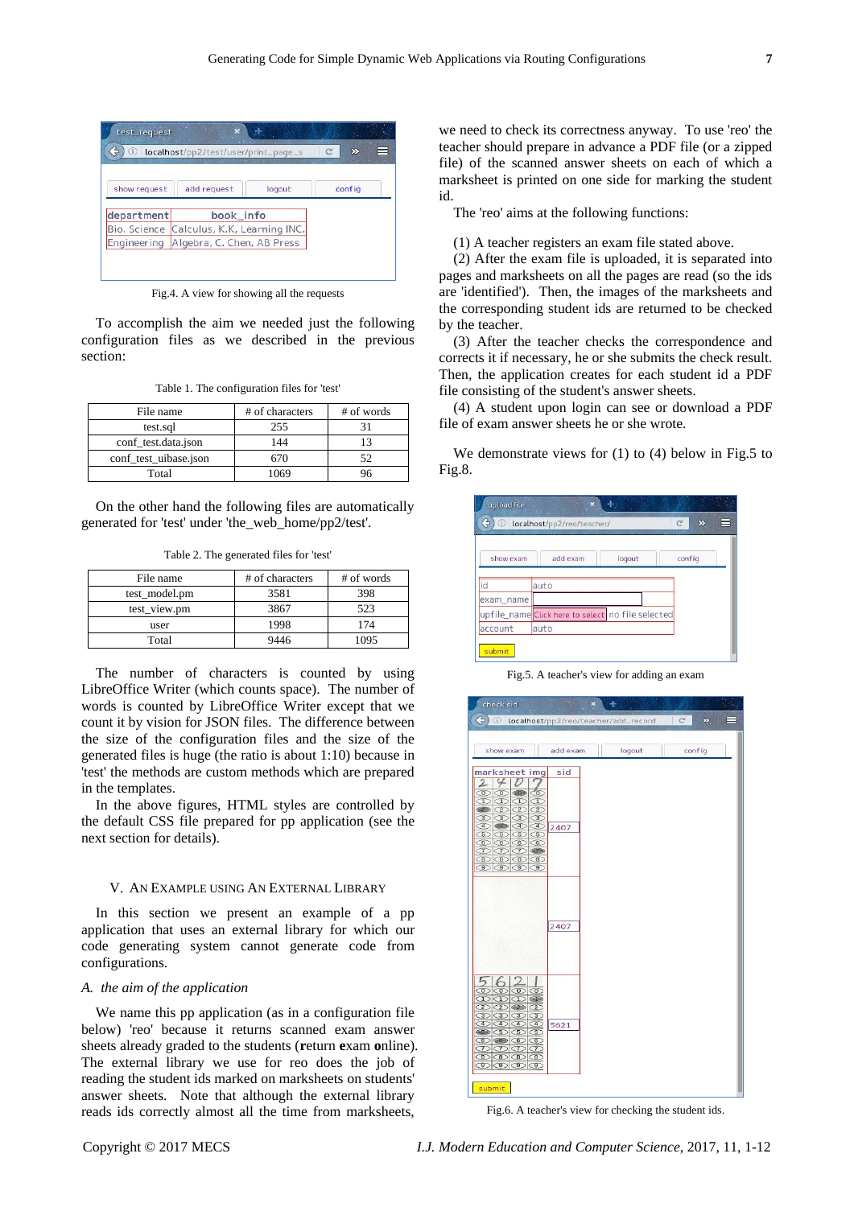Fig.4. A view for showing all the requests

To accomplish the aim we needed just the following configuration files as we described in the previous section:

Table 1. The configuration files for 'test'

| File name | # of characters | # of words |
|---|---|---|
| test.sql | 255 | 31 |
| conf_test.data.json | 144 | 13 |
| conf_test_uibase.json | 670 | 52 |
| Total | 1069 | 96 |

On the other hand the following files are automatically generated for 'test' under 'the_web_home/pp2/test'.

Table 2. The generated files for 'test'

| File name | # of characters | # of words |
|---|---|---|
| test_model.pm | 3581 | 398 |
| test_view.pm | 3867 | 523 |
| user | 1998 | 174 |
| Total | 9446 | 1095 |

The number of characters is counted by using LibreOffice Writer (which counts space). The number of words is counted by LibreOffice Writer except that we count it by vision for JSON files. The difference between the size of the configuration files and the size of the generated files is huge (the ratio is about 1:10) because in 'test' the methods are custom methods which are prepared in the templates.

In the above figures, HTML styles are controlled by the default CSS file prepared for pp application (see the next section for details).

## V. An Example using An External Library

In this section we present an example of a pp application that uses an external library for which our code generating system cannot generate code from configurations.

### A. *the aim of the application*

We name this pp application (as in a configuration file below) 'reo' because it returns scanned exam answer sheets already graded to the students (**r**eturn **e**xam **o**nline). The external library we use for reo does the job of reading the student ids marked on marksheets on students' answer sheets. Note that although the external library reads ids correctly almost all the time from marksheets, we need to check its correctness anyway. To use 'reo' the teacher should prepare in advance a PDF file (or a zipped file) of the scanned answer sheets on each of which a marksheet is printed on one side for marking the student id.

The 'reo' aims at the following functions:

(1) A teacher registers an exam file stated above.

(2) After the exam file is uploaded, it is separated into pages and marksheets on all the pages are read (so the ids are 'identified'). Then, the images of the marksheets and the corresponding student ids are returned to be checked by the teacher.

(3) After the teacher checks the correspondence and corrects it if necessary, he or she submits the check result. Then, the application creates for each student id a PDF file consisting of the student's answer sheets.

(4) A student upon login can see or download a PDF file of exam answer sheets he or she wrote.

We demonstrate views for (1) to (4) below in Fig.5 to Fig.8.

Fig.5. A teacher's view for adding an exam

Fig.6. A teacher's view for checking the student ids.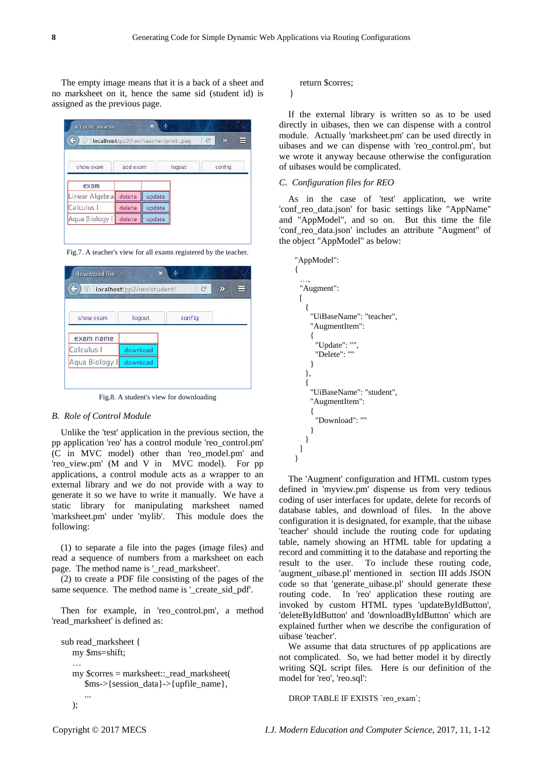The empty image means that it is a back of a sheet and no marksheet on it, hence the same sid (student id) is assigned as the previous page.

Fig.7. A teacher's view for all exams registered by the teacher.

Fig.8. A student's view for downloading

### B. Role of Control Module

Unlike the 'test' application in the previous section, the pp application 'reo' has a control module 'reo_control.pm' (C in MVC model) other than 'reo_model.pm' and 'reo_view.pm' (M and V in MVC model). For pp applications, a control module acts as a wrapper to an external library and we do not provide with a way to generate it so we have to write it manually. We have a static library for manipulating marksheet named 'marksheet.pm' under 'mylib'. This module does the following:

(1) to separate a file into the pages (image files) and read a sequence of numbers from a marksheet on each page. The method name is '_read_marksheet'.
(2) to create a PDF file consisting of the pages of the same sequence. The method name is '_create_sid_pdf'.

Then for example, in 'reo_control.pm', a method 'read_marksheet' is defined as:

```
sub read_marksheet {
    my $ms=shift;
    …
    my $corres = marksheet::_read_marksheet(
        $ms->{session_data}->{upfile_name},
        ...
    );
    return $corres;
}
```

If the external library is written so as to be used directly in uibases, then we can dispense with a control module. Actually 'marksheet.pm' can be used directly in uibases and we can dispense with 'reo_control.pm', but we wrote it anyway because otherwise the configuration of uibases would be complicated.

### C. Configuration files for REO

As in the case of 'test' application, we write 'conf_reo_data.json' for basic settings like "AppName" and "AppModel", and so on. But this time the file 'conf_reo_data.json' includes an attribute "Augment" of the object "AppModel" as below:

```
"AppModel":
{
  …,
  "Augment":
  [
    {
      "UiBaseName": "teacher",
      "AugmentItem":
      {
        "Update": "",
        "Delete": ""
      }
    },
    {
      "UiBaseName": "student",
      "AugmentItem":
      {
        "Download": ""
      }
    }
  ]
}
```

The 'Augment' configuration and HTML custom types defined in 'myview.pm' dispense us from very tedious coding of user interfaces for update, delete for records of database tables, and download of files. In the above configuration it is designated, for example, that the uibase 'teacher' should include the routing code for updating table, namely showing an HTML table for updating a record and committing it to the database and reporting the result to the user. To include these routing code, 'augment_uibase.pl' mentioned in section III adds JSON code so that 'generate_uibase.pl' should generate these routing code. In 'reo' application these routing are invoked by custom HTML types 'updateByIdButton', 'deleteByIdButton' and 'downloadByIdButton' which are explained further when we describe the configuration of uibase 'teacher'.

We assume that data structures of pp applications are not complicated. So, we had better model it by directly writing SQL script files. Here is our definition of the model for 'reo', 'reo.sql':

```
DROP TABLE IF EXISTS `reo_exam`;
```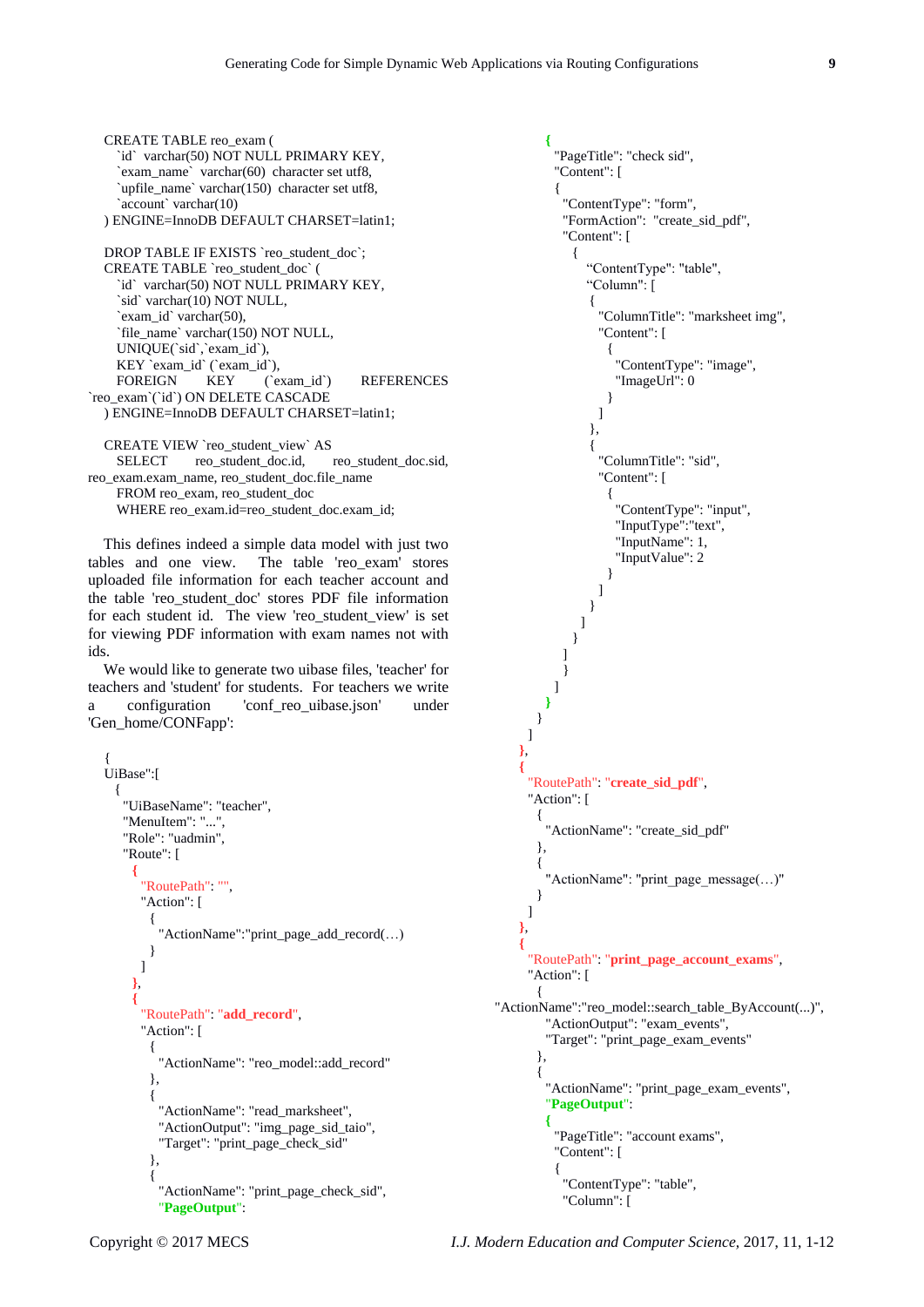```
CREATE TABLE reo_exam (
  `id` varchar(50) NOT NULL PRIMARY KEY,
  `exam_name` varchar(60) character set utf8,
  `upfile_name` varchar(150) character set utf8,
  `account` varchar(10)
) ENGINE=InnoDB DEFAULT CHARSET=latin1;

DROP TABLE IF EXISTS `reo_student_doc`;
CREATE TABLE `reo_student_doc` (
  `id` varchar(50) NOT NULL PRIMARY KEY,
  `sid` varchar(10) NOT NULL,
  `exam_id` varchar(50),
  `file_name` varchar(150) NOT NULL,
  UNIQUE(`sid`,`exam_id`),
  KEY `exam_id` (`exam_id`),
  FOREIGN KEY (`exam_id`) REFERENCES
`reo_exam`(`id`) ON DELETE CASCADE
) ENGINE=InnoDB DEFAULT CHARSET=latin1;

CREATE VIEW `reo_student_view` AS
  SELECT reo_student_doc.id, reo_student_doc.sid,
reo_exam.exam_name, reo_student_doc.file_name
  FROM reo_exam, reo_student_doc
  WHERE reo_exam.id=reo_student_doc.exam_id;
```

This defines indeed a simple data model with just two tables and one view. The table 'reo_exam' stores uploaded file information for each teacher account and the table 'reo_student_doc' stores PDF file information for each student id. The view 'reo_student_view' is set for viewing PDF information with exam names not with ids.

We would like to generate two uibase files, 'teacher' for teachers and 'student' for students. For teachers we write a configuration 'conf_reo_uibase.json' under 'Gen_home/CONFapp':

```
{
UiBase":[
 {
  "UiBaseName": "teacher",
  "MenuItem": "...",
  "Role": "uadmin",
  "Route": [
   {
    "RoutePath": "",
    "Action": [
     {
      "ActionName":"print_page_add_record(…)
     }
    ]
   },
   {
    "RoutePath": "add_record",
    "Action": [
     {
      "ActionName": "reo_model::add_record"
     },
     {
      "ActionName": "read_marksheet",
      "ActionOutput": "img_page_sid_taio",
      "Target": "print_page_check_sid"
     },
     {
      "ActionName": "print_page_check_sid",
      "PageOutput":
      {
       "PageTitle": "check sid",
       "Content": [
       {
        "ContentType": "form",
        "FormAction": "create_sid_pdf",
        "Content": [
         {
          "ContentType": "table",
          "Column": [
           {
            "ColumnTitle": "marksheet img",
            "Content": [
             {
              "ContentType": "image",
              "ImageUrl": 0
             }
            ]
           },
           {
            "ColumnTitle": "sid",
            "Content": [
             {
              "ContentType": "input",
              "InputType":"text",
              "InputName": 1,
              "InputValue": 2
             }
            ]
           }
          ]
         }
        ]
       }
      ]
      }
     }
    ]
   },
   {
    "RoutePath": "create_sid_pdf",
    "Action": [
     {
      "ActionName": "create_sid_pdf"
     },
     {
      "ActionName": "print_page_message(…)"
     }
    ]
   },
   {
    "RoutePath": "print_page_account_exams",
    "Action": [
     {
"ActionName":"reo_model::search_table_ByAccount(...)",
      "ActionOutput": "exam_events",
      "Target": "print_page_exam_events"
     },
     {
      "ActionName": "print_page_exam_events",
      "PageOutput":
      {
       "PageTitle": "account exams",
       "Content": [
       {
        "ContentType": "table",
        "Column": [
```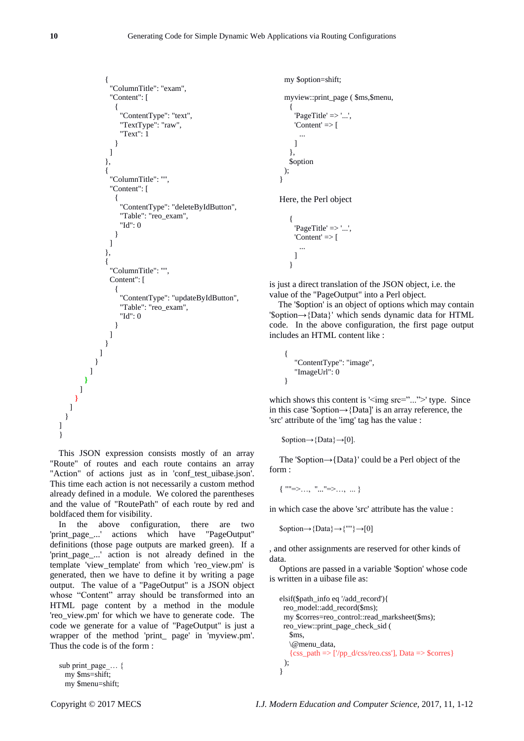```
{
  "ColumnTitle": "exam",
  "Content": [
    {
      "ContentType": "text",
      "TextType": "raw",
      "Text": 1
    }
  ]
},
{
  "ColumnTitle": "",
  "Content": [
    {
      "ContentType": "deleteByIdButton",
      "Table": "reo_exam",
      "Id": 0
    }
  ]
},
{
  "ColumnTitle": "",
  Content": [
    {
      "ContentType": "updateByIdButton",
      "Table": "reo_exam",
      "Id": 0
    }
  ]
}
]
}
]
}
]
}
]
}
]
}
```

This JSON expression consists mostly of an array "Route" of routes and each route contains an array "Action" of actions just as in 'conf_test_uibase.json'. This time each action is not necessarily a custom method already defined in a module. We colored the parentheses and the value of "RoutePath" of each route by red and boldfaced them for visibility.

In the above configuration, there are two 'print_page_...' actions which have "PageOutput" definitions (those page outputs are marked green). If a 'print_page_...' action is not already defined in the template 'view_template' from which 'reo_view.pm' is generated, then we have to define it by writing a page output. The value of a "PageOutput" is a JSON object whose "Content" array should be transformed into an HTML page content by a method in the module 'reo_view.pm' for which we have to generate code. The code we generate for a value of "PageOutput" is just a wrapper of the method 'print_ page' in 'myview.pm'. Thus the code is of the form :

```
sub print_page_… {
  my $ms=shift;
  my $menu=shift;
  my $option=shift;

  myview::print_page ( $ms,$menu,
    {
      'PageTitle' => '...',
      'Content' => [
        ...
      ]
    },
    $option
  );
}
```

Here, the Perl object

```
{
  'PageTitle' => '...',
  'Content' => [
    ...
  ]
}
```

is just a direct translation of the JSON object, i.e. the value of the "PageOutput" into a Perl object.

The '$option' is an object of options which may contain '$option→{Data}' which sends dynamic data for HTML code. In the above configuration, the first page output includes an HTML content like :

```
{
  "ContentType": "image",
  "ImageUrl": 0
}
```

which shows this content is '<img src="...">' type. Since in this case '$option→{Data}' is an array reference, the 'src' attribute of the 'img' tag has the value :

```
$option→{Data}→[0].
```

The '$option→{Data}' could be a Perl object of the form :

```
{ ""=>…, "..."=>…, ... }
```

in which case the above 'src' attribute has the value :

```
$option→{Data}→{""}→[0]
```

, and other assignments are reserved for other kinds of data.

Options are passed in a variable '$option' whose code is written in a uibase file as:

```
elsif($path_info eq '/add_record'){
  reo_model::add_record($ms);
  my $corres=reo_control::read_marksheet($ms);
  reo_view::print_page_check_sid (
    $ms,
    \@menu_data,
    {css_path => ['/pp_d/css/reo.css'], Data => $corres}
  );
}
```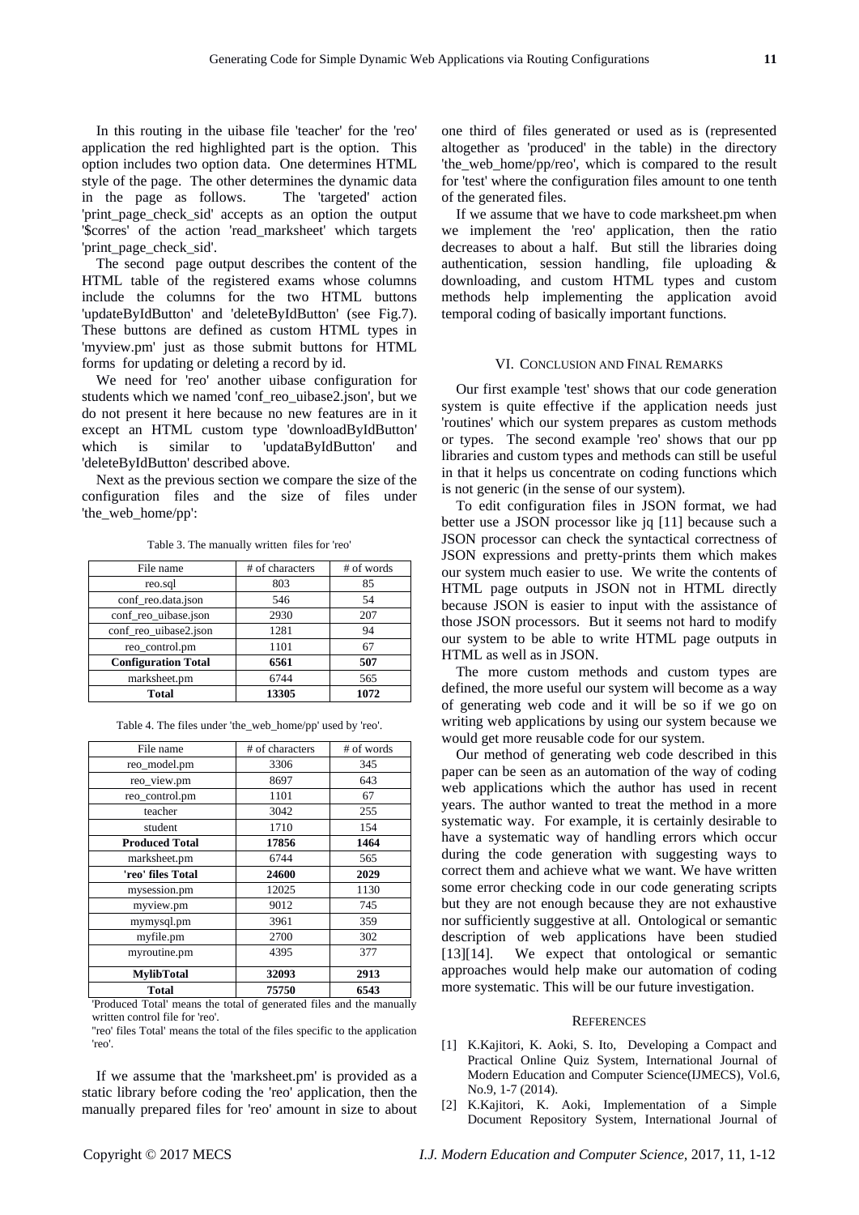In this routing in the uibase file 'teacher' for the 'reo' application the red highlighted part is the option. This option includes two option data. One determines HTML style of the page. The other determines the dynamic data in the page as follows. The 'targeted' action 'print_page_check_sid' accepts as an option the output '$corres' of the action 'read_marksheet' which targets 'print_page_check_sid'.

The second page output describes the content of the HTML table of the registered exams whose columns include the columns for the two HTML buttons 'updateByIdButton' and 'deleteByIdButton' (see Fig.7). These buttons are defined as custom HTML types in 'myview.pm' just as those submit buttons for HTML forms for updating or deleting a record by id.

We need for 'reo' another uibase configuration for students which we named 'conf_reo_uibase2.json', but we do not present it here because no new features are in it except an HTML custom type 'downloadByIdButton' which is similar to 'updataByIdButton' and 'deleteByIdButton' described above.

Next as the previous section we compare the size of the configuration files and the size of files under 'the_web_home/pp':

Table 3. The manually written files for 'reo'

| File name | # of characters | # of words |
|---|---|---|
| reo.sql | 803 | 85 |
| conf_reo.data.json | 546 | 54 |
| conf_reo_uibase.json | 2930 | 207 |
| conf_reo_uibase2.json | 1281 | 94 |
| reo_control.pm | 1101 | 67 |
| **Configuration Total** | **6561** | **507** |
| marksheet.pm | 6744 | 565 |
| **Total** | **13305** | **1072** |

Table 4. The files under 'the_web_home/pp' used by 'reo'.

| File name | # of characters | # of words |
|---|---|---|
| reo_model.pm | 3306 | 345 |
| reo_view.pm | 8697 | 643 |
| reo_control.pm | 1101 | 67 |
| teacher | 3042 | 255 |
| student | 1710 | 154 |
| **Produced Total** | **17856** | **1464** |
| marksheet.pm | 6744 | 565 |
| **'reo' files Total** | **24600** | **2029** |
| mysession.pm | 12025 | 1130 |
| myview.pm | 9012 | 745 |
| mymysql.pm | 3961 | 359 |
| myfile.pm | 2700 | 302 |
| myroutine.pm | 4395 | 377 |
| **MylibTotal** | **32093** | **2913** |
| **Total** | **75750** | **6543** |

'Produced Total' means the total of generated files and the manually written control file for 'reo'.

"reo' files Total' means the total of the files specific to the application 'reo'.

If we assume that the 'marksheet.pm' is provided as a static library before coding the 'reo' application, then the manually prepared files for 'reo' amount in size to about one third of files generated or used as is (represented altogether as 'produced' in the table) in the directory 'the_web_home/pp/reo', which is compared to the result for 'test' where the configuration files amount to one tenth of the generated files.

If we assume that we have to code marksheet.pm when we implement the 'reo' application, then the ratio decreases to about a half. But still the libraries doing authentication, session handling, file uploading & downloading, and custom HTML types and custom methods help implementing the application avoid temporal coding of basically important functions.

## VI. Conclusion and Final Remarks

Our first example 'test' shows that our code generation system is quite effective if the application needs just 'routines' which our system prepares as custom methods or types. The second example 'reo' shows that our pp libraries and custom types and methods can still be useful in that it helps us concentrate on coding functions which is not generic (in the sense of our system).

To edit configuration files in JSON format, we had better use a JSON processor like jq [11] because such a JSON processor can check the syntactical correctness of JSON expressions and pretty-prints them which makes our system much easier to use. We write the contents of HTML page outputs in JSON not in HTML directly because JSON is easier to input with the assistance of those JSON processors. But it seems not hard to modify our system to be able to write HTML page outputs in HTML as well as in JSON.

The more custom methods and custom types are defined, the more useful our system will become as a way of generating web code and it will be so if we go on writing web applications by using our system because we would get more reusable code for our system.

Our method of generating web code described in this paper can be seen as an automation of the way of coding web applications which the author has used in recent years. The author wanted to treat the method in a more systematic way. For example, it is certainly desirable to have a systematic way of handling errors which occur during the code generation with suggesting ways to correct them and achieve what we want. We have written some error checking code in our code generating scripts but they are not enough because they are not exhaustive nor sufficiently suggestive at all. Ontological or semantic description of web applications have been studied [13][14]. We expect that ontological or semantic approaches would help make our automation of coding more systematic. This will be our future investigation.

## References

[1] K.Kajitori, K. Aoki, S. Ito, Developing a Compact and Practical Online Quiz System, International Journal of Modern Education and Computer Science(IJMECS), Vol.6, No.9, 1-7 (2014).

[2] K.Kajitori, K. Aoki, Implementation of a Simple Document Repository System, International Journal of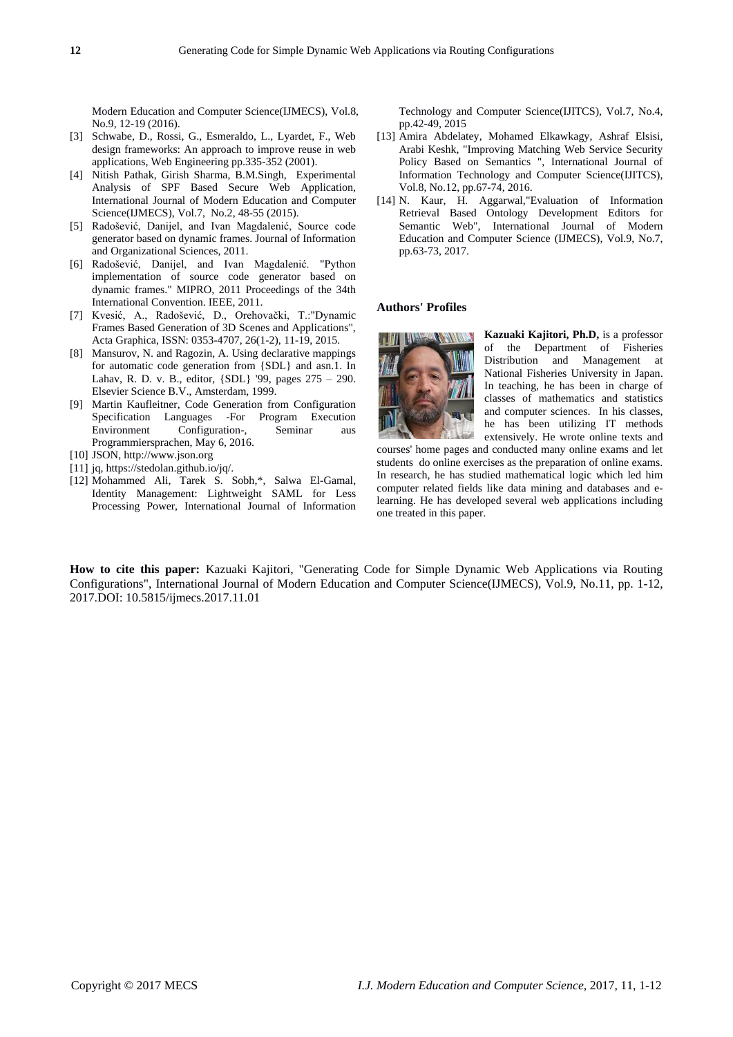Modern Education and Computer Science(IJMECS), Vol.8, No.9, 12-19 (2016).

[3] Schwabe, D., Rossi, G., Esmeraldo, L., Lyardet, F., Web design frameworks: An approach to improve reuse in web applications, Web Engineering pp.335-352 (2001).

[4] Nitish Pathak, Girish Sharma, B.M.Singh, Experimental Analysis of SPF Based Secure Web Application, International Journal of Modern Education and Computer Science(IJMECS), Vol.7, No.2, 48-55 (2015).

[5] Radošević, Danijel, and Ivan Magdalenić, Source code generator based on dynamic frames. Journal of Information and Organizational Sciences, 2011.

[6] Radošević, Danijel, and Ivan Magdalenić. "Python implementation of source code generator based on dynamic frames." MIPRO, 2011 Proceedings of the 34th International Convention. IEEE, 2011.

[7] Kvesić, A., Radošević, D., Orehovački, T.:"Dynamic Frames Based Generation of 3D Scenes and Applications", Acta Graphica, ISSN: 0353-4707, 26(1-2), 11-19, 2015.

[8] Mansurov, N. and Ragozin, A. Using declarative mappings for automatic code generation from {SDL} and asn.1. In Lahav, R. D. v. B., editor, {SDL} '99, pages 275 – 290. Elsevier Science B.V., Amsterdam, 1999.

[9] Martin Kaufleitner, Code Generation from Configuration Specification Languages -For Program Execution Environment Configuration-, Seminar aus Programmiersprachen, May 6, 2016.

[10] JSON, http://www.json.org

[11] jq, https://stedolan.github.io/jq/.

[12] Mohammed Ali, Tarek S. Sobh,*, Salwa El-Gamal, Identity Management: Lightweight SAML for Less Processing Power, International Journal of Information Technology and Computer Science(IJITCS), Vol.7, No.4, pp.42-49, 2015

[13] Amira Abdelatey, Mohamed Elkawkagy, Ashraf Elsisi, Arabi Keshk, "Improving Matching Web Service Security Policy Based on Semantics ", International Journal of Information Technology and Computer Science(IJITCS), Vol.8, No.12, pp.67-74, 2016.

[14] N. Kaur, H. Aggarwal,"Evaluation of Information Retrieval Based Ontology Development Editors for Semantic Web", International Journal of Modern Education and Computer Science (IJMECS), Vol.9, No.7, pp.63-73, 2017.

## Authors' Profiles

**Kazuaki Kajitori, Ph.D,** is a professor of the Department of Fisheries Distribution and Management at National Fisheries University in Japan. In teaching, he has been in charge of classes of mathematics and statistics and computer sciences. In his classes, he has been utilizing IT methods extensively. He wrote online texts and courses' home pages and conducted many online exams and let students do online exercises as the preparation of online exams. In research, he has studied mathematical logic which led him computer related fields like data mining and databases and e-learning. He has developed several web applications including one treated in this paper.

**How to cite this paper:** Kazuaki Kajitori, "Generating Code for Simple Dynamic Web Applications via Routing Configurations", International Journal of Modern Education and Computer Science(IJMECS), Vol.9, No.11, pp. 1-12, 2017.DOI: 10.5815/ijmecs.2017.11.01